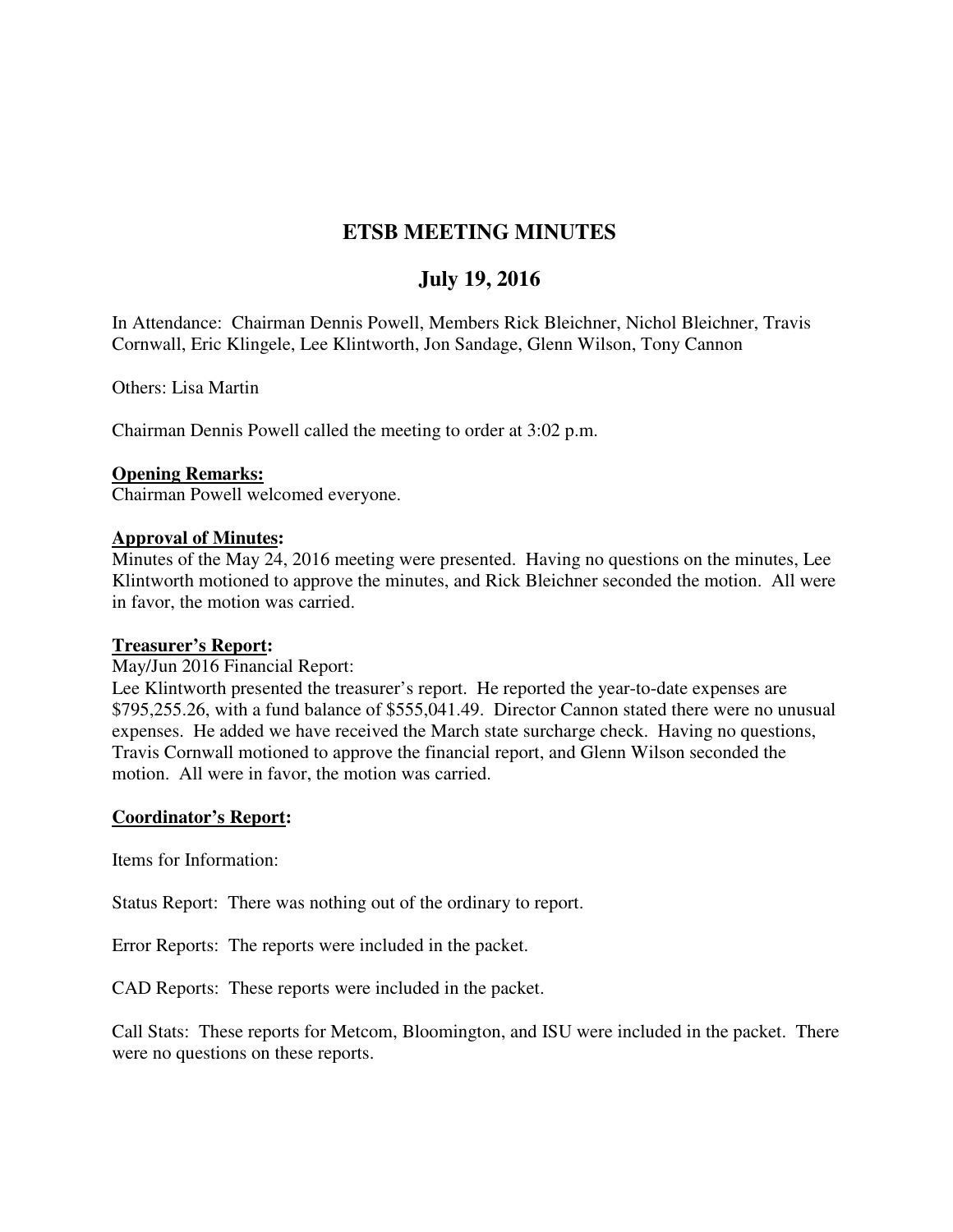# ETSB MEETING MINUTES

## July 19, 2016

In Attendance: Chairman Dennis Powell, Members Rick Bleichner, Nichol Bleichner, Travis Cornwall, Eric Klingele, Lee Klintworth, Jon Sandage, Glenn Wilson, Tony Cannon

Others: Lisa Martin

Chairman Dennis Powell called the meeting to order at 3:02 p.m.

**Opening Remarks:**
Chairman Powell welcomed everyone.

**Approval of Minutes:**
Minutes of the May 24, 2016 meeting were presented. Having no questions on the minutes, Lee Klintworth motioned to approve the minutes, and Rick Bleichner seconded the motion. All were in favor, the motion was carried.

**Treasurer's Report:**
May/Jun 2016 Financial Report:
Lee Klintworth presented the treasurer's report. He reported the year-to-date expenses are $795,255.26, with a fund balance of $555,041.49. Director Cannon stated there were no unusual expenses. He added we have received the March state surcharge check. Having no questions, Travis Cornwall motioned to approve the financial report, and Glenn Wilson seconded the motion. All were in favor, the motion was carried.

**Coordinator's Report:**

Items for Information:

Status Report: There was nothing out of the ordinary to report.

Error Reports: The reports were included in the packet.

CAD Reports: These reports were included in the packet.

Call Stats: These reports for Metcom, Bloomington, and ISU were included in the packet. There were no questions on these reports.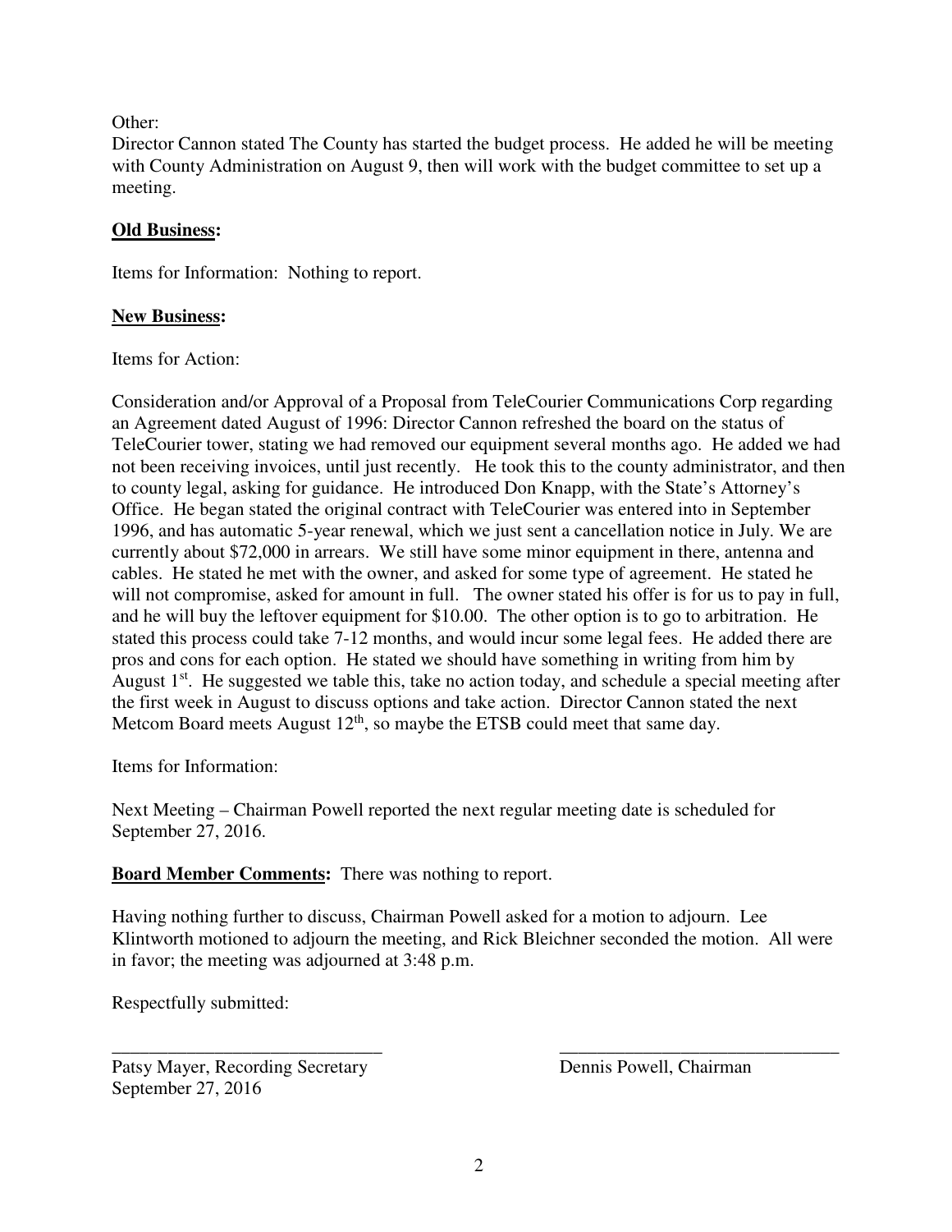Other:
Director Cannon stated The County has started the budget process. He added he will be meeting with County Administration on August 9, then will work with the budget committee to set up a meeting.

**Old Business:**

Items for Information: Nothing to report.

**New Business:**

Items for Action:

Consideration and/or Approval of a Proposal from TeleCourier Communications Corp regarding an Agreement dated August of 1996: Director Cannon refreshed the board on the status of TeleCourier tower, stating we had removed our equipment several months ago. He added we had not been receiving invoices, until just recently. He took this to the county administrator, and then to county legal, asking for guidance. He introduced Don Knapp, with the State's Attorney's Office. He began stated the original contract with TeleCourier was entered into in September 1996, and has automatic 5-year renewal, which we just sent a cancellation notice in July. We are currently about $72,000 in arrears. We still have some minor equipment in there, antenna and cables. He stated he met with the owner, and asked for some type of agreement. He stated he will not compromise, asked for amount in full. The owner stated his offer is for us to pay in full, and he will buy the leftover equipment for $10.00. The other option is to go to arbitration. He stated this process could take 7-12 months, and would incur some legal fees. He added there are pros and cons for each option. He stated we should have something in writing from him by August 1st. He suggested we table this, take no action today, and schedule a special meeting after the first week in August to discuss options and take action. Director Cannon stated the next Metcom Board meets August 12th, so maybe the ETSB could meet that same day.

Items for Information:

Next Meeting – Chairman Powell reported the next regular meeting date is scheduled for September 27, 2016.

**Board Member Comments:** There was nothing to report.

Having nothing further to discuss, Chairman Powell asked for a motion to adjourn. Lee Klintworth motioned to adjourn the meeting, and Rick Bleichner seconded the motion. All were in favor; the meeting was adjourned at 3:48 p.m.

Respectfully submitted:

\_\_\_\_\_\_\_\_\_\_\_\_\_\_\_\_\_\_\_\_\_\_\_\_\_\_\_\_\_\_ \_\_\_\_\_\_\_\_\_\_\_\_\_\_\_\_\_\_\_\_\_\_\_\_\_\_\_\_\_\_

Patsy Mayer, Recording Secretary Dennis Powell, Chairman
September 27, 2016